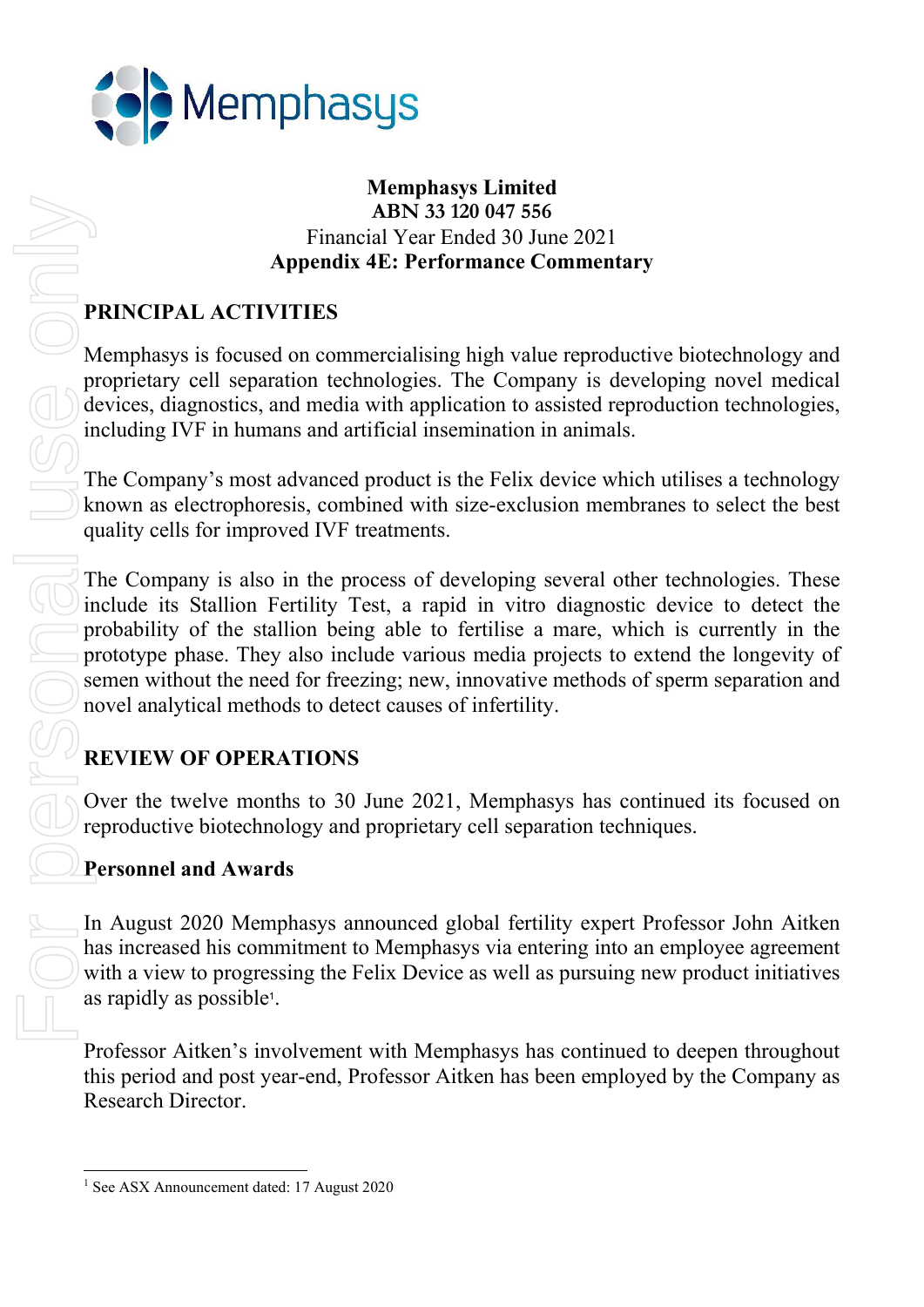**Memphasys Limited**
**ABN 33 120 047 556**
Financial Year Ended 30 June 2021
**Appendix 4E: Performance Commentary**

## PRINCIPAL ACTIVITIES

Memphasys is focused on commercialising high value reproductive biotechnology and proprietary cell separation technologies. The Company is developing novel medical devices, diagnostics, and media with application to assisted reproduction technologies, including IVF in humans and artificial insemination in animals.

The Company's most advanced product is the Felix device which utilises a technology known as electrophoresis, combined with size-exclusion membranes to select the best quality cells for improved IVF treatments.

The Company is also in the process of developing several other technologies. These include its Stallion Fertility Test, a rapid in vitro diagnostic device to detect the probability of the stallion being able to fertilise a mare, which is currently in the prototype phase. They also include various media projects to extend the longevity of semen without the need for freezing; new, innovative methods of sperm separation and novel analytical methods to detect causes of infertility.

## REVIEW OF OPERATIONS

Over the twelve months to 30 June 2021, Memphasys has continued its focused on reproductive biotechnology and proprietary cell separation techniques.

### Personnel and Awards

In August 2020 Memphasys announced global fertility expert Professor John Aitken has increased his commitment to Memphasys via entering into an employee agreement with a view to progressing the Felix Device as well as pursuing new product initiatives as rapidly as possible[1].

Professor Aitken's involvement with Memphasys has continued to deepen throughout this period and post year-end, Professor Aitken has been employed by the Company as Research Director.

---

[1] See ASX Announcement dated: 17 August 2020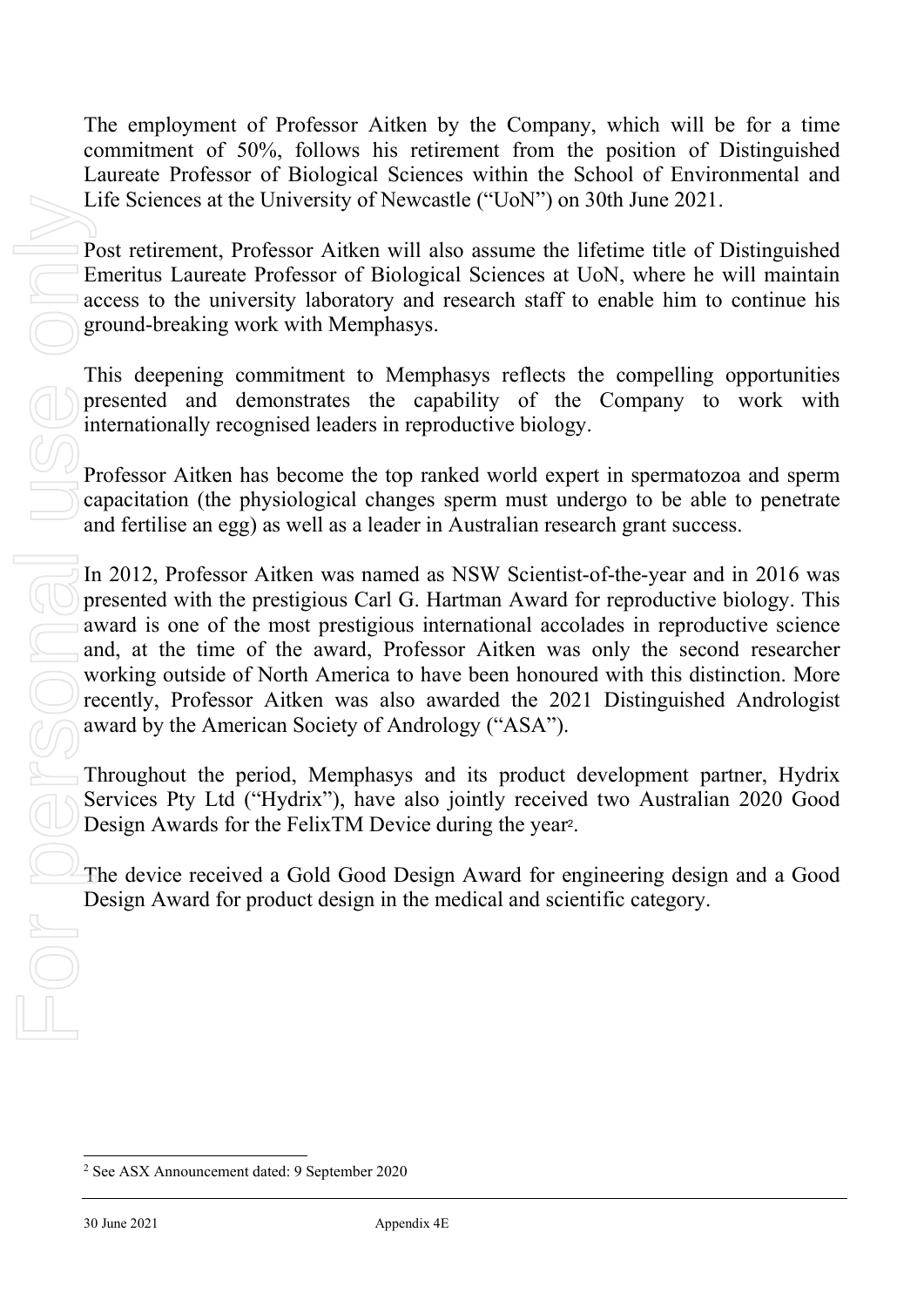The employment of Professor Aitken by the Company, which will be for a time commitment of 50%, follows his retirement from the position of Distinguished Laureate Professor of Biological Sciences within the School of Environmental and Life Sciences at the University of Newcastle ("UoN") on 30th June 2021.

Post retirement, Professor Aitken will also assume the lifetime title of Distinguished Emeritus Laureate Professor of Biological Sciences at UoN, where he will maintain access to the university laboratory and research staff to enable him to continue his ground-breaking work with Memphasys.

This deepening commitment to Memphasys reflects the compelling opportunities presented and demonstrates the capability of the Company to work with internationally recognised leaders in reproductive biology.

Professor Aitken has become the top ranked world expert in spermatozoa and sperm capacitation (the physiological changes sperm must undergo to be able to penetrate and fertilise an egg) as well as a leader in Australian research grant success.

In 2012, Professor Aitken was named as NSW Scientist-of-the-year and in 2016 was presented with the prestigious Carl G. Hartman Award for reproductive biology. This award is one of the most prestigious international accolades in reproductive science and, at the time of the award, Professor Aitken was only the second researcher working outside of North America to have been honoured with this distinction. More recently, Professor Aitken was also awarded the 2021 Distinguished Andrologist award by the American Society of Andrology ("ASA").

Throughout the period, Memphasys and its product development partner, Hydrix Services Pty Ltd ("Hydrix"), have also jointly received two Australian 2020 Good Design Awards for the FelixTM Device during the year[2].

The device received a Gold Good Design Award for engineering design and a Good Design Award for product design in the medical and scientific category.

[2] See ASX Announcement dated: 9 September 2020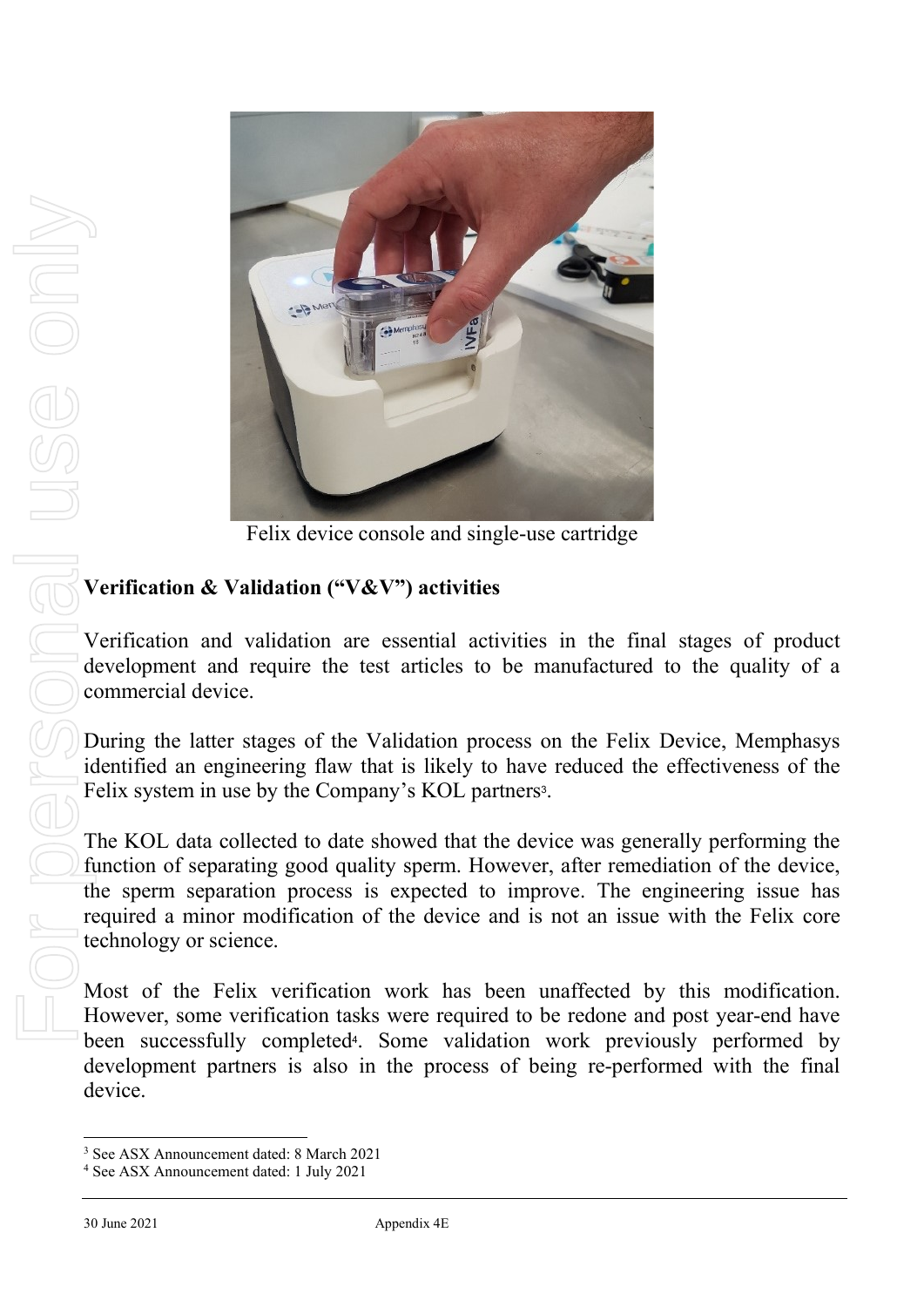Felix device console and single-use cartridge

## Verification & Validation ("V&V") activities

Verification and validation are essential activities in the final stages of product development and require the test articles to be manufactured to the quality of a commercial device.

During the latter stages of the Validation process on the Felix Device, Memphasys identified an engineering flaw that is likely to have reduced the effectiveness of the Felix system in use by the Company's KOL partners[3].

The KOL data collected to date showed that the device was generally performing the function of separating good quality sperm. However, after remediation of the device, the sperm separation process is expected to improve. The engineering issue has required a minor modification of the device and is not an issue with the Felix core technology or science.

Most of the Felix verification work has been unaffected by this modification. However, some verification tasks were required to be redone and post year-end have been successfully completed[4]. Some validation work previously performed by development partners is also in the process of being re-performed with the final device.

[3] See ASX Announcement dated: 8 March 2021

[4] See ASX Announcement dated: 1 July 2021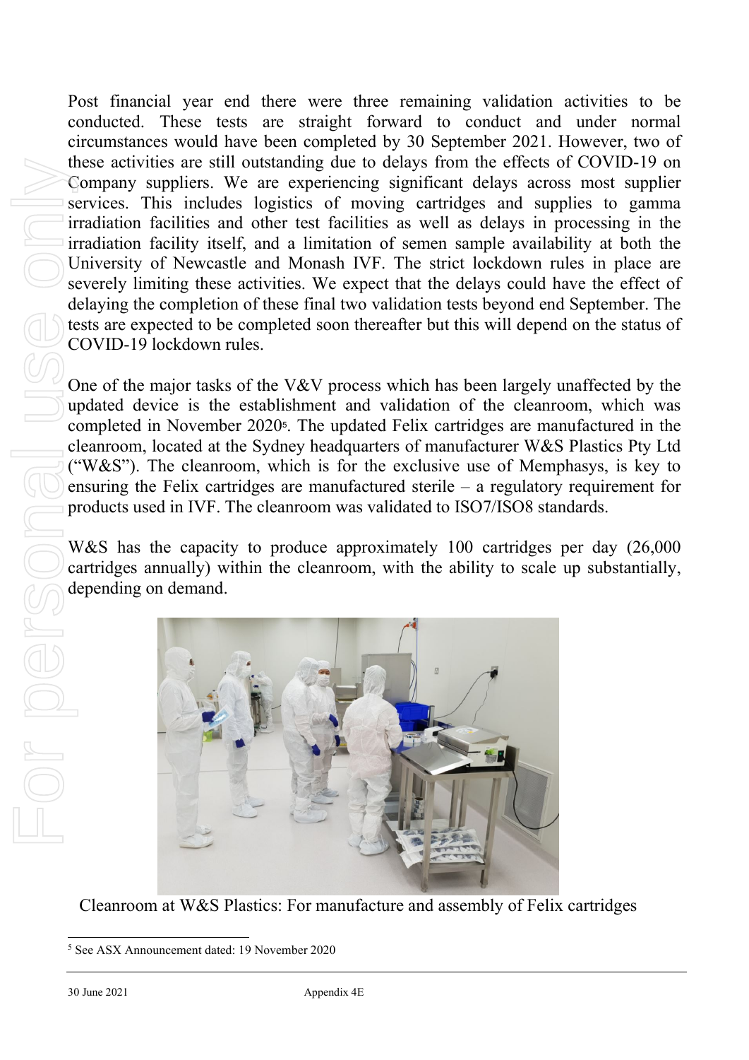Post financial year end there were three remaining validation activities to be conducted. These tests are straight forward to conduct and under normal circumstances would have been completed by 30 September 2021. However, two of these activities are still outstanding due to delays from the effects of COVID-19 on Company suppliers. We are experiencing significant delays across most supplier services. This includes logistics of moving cartridges and supplies to gamma irradiation facilities and other test facilities as well as delays in processing in the irradiation facility itself, and a limitation of semen sample availability at both the University of Newcastle and Monash IVF. The strict lockdown rules in place are severely limiting these activities. We expect that the delays could have the effect of delaying the completion of these final two validation tests beyond end September. The tests are expected to be completed soon thereafter but this will depend on the status of COVID-19 lockdown rules.

One of the major tasks of the V&V process which has been largely unaffected by the updated device is the establishment and validation of the cleanroom, which was completed in November 2020[5]. The updated Felix cartridges are manufactured in the cleanroom, located at the Sydney headquarters of manufacturer W&S Plastics Pty Ltd ("W&S"). The cleanroom, which is for the exclusive use of Memphasys, is key to ensuring the Felix cartridges are manufactured sterile – a regulatory requirement for products used in IVF. The cleanroom was validated to ISO7/ISO8 standards.

W&S has the capacity to produce approximately 100 cartridges per day (26,000 cartridges annually) within the cleanroom, with the ability to scale up substantially, depending on demand.

Cleanroom at W&S Plastics: For manufacture and assembly of Felix cartridges

[5] See ASX Announcement dated: 19 November 2020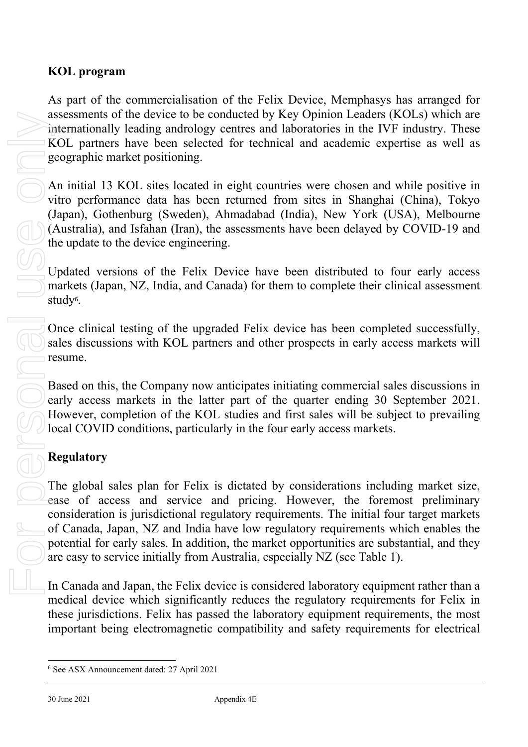## KOL program

As part of the commercialisation of the Felix Device, Memphasys has arranged for assessments of the device to be conducted by Key Opinion Leaders (KOLs) which are internationally leading andrology centres and laboratories in the IVF industry. These KOL partners have been selected for technical and academic expertise as well as geographic market positioning.

An initial 13 KOL sites located in eight countries were chosen and while positive in vitro performance data has been returned from sites in Shanghai (China), Tokyo (Japan), Gothenburg (Sweden), Ahmadabad (India), New York (USA), Melbourne (Australia), and Isfahan (Iran), the assessments have been delayed by COVID-19 and the update to the device engineering.

Updated versions of the Felix Device have been distributed to four early access markets (Japan, NZ, India, and Canada) for them to complete their clinical assessment study[6].

Once clinical testing of the upgraded Felix device has been completed successfully, sales discussions with KOL partners and other prospects in early access markets will resume.

Based on this, the Company now anticipates initiating commercial sales discussions in early access markets in the latter part of the quarter ending 30 September 2021. However, completion of the KOL studies and first sales will be subject to prevailing local COVID conditions, particularly in the four early access markets.

## Regulatory

The global sales plan for Felix is dictated by considerations including market size, ease of access and service and pricing. However, the foremost preliminary consideration is jurisdictional regulatory requirements. The initial four target markets of Canada, Japan, NZ and India have low regulatory requirements which enables the potential for early sales. In addition, the market opportunities are substantial, and they are easy to service initially from Australia, especially NZ (see Table 1).

In Canada and Japan, the Felix device is considered laboratory equipment rather than a medical device which significantly reduces the regulatory requirements for Felix in these jurisdictions. Felix has passed the laboratory equipment requirements, the most important being electromagnetic compatibility and safety requirements for electrical

[6] See ASX Announcement dated: 27 April 2021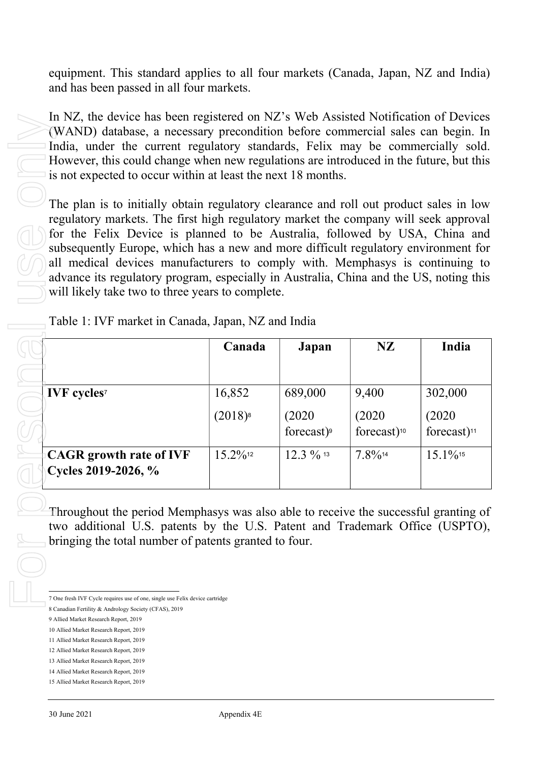equipment. This standard applies to all four markets (Canada, Japan, NZ and India) and has been passed in all four markets.

In NZ, the device has been registered on NZ's Web Assisted Notification of Devices (WAND) database, a necessary precondition before commercial sales can begin. In India, under the current regulatory standards, Felix may be commercially sold. However, this could change when new regulations are introduced in the future, but this is not expected to occur within at least the next 18 months.

The plan is to initially obtain regulatory clearance and roll out product sales in low regulatory markets. The first high regulatory market the company will seek approval for the Felix Device is planned to be Australia, followed by USA, China and subsequently Europe, which has a new and more difficult regulatory environment for all medical devices manufacturers to comply with. Memphasys is continuing to advance its regulatory program, especially in Australia, China and the US, noting this will likely take two to three years to complete.

Table 1: IVF market in Canada, Japan, NZ and India

| | **Canada** | **Japan** | **NZ** | **India** |
|---|---|---|---|---|
| **IVF cycles**[7] | 16,852 (2018)[8] | 689,000 (2020 forecast)[9] | 9,400 (2020 forecast)[10] | 302,000 (2020 forecast)[11] |
| **CAGR growth rate of IVF Cycles 2019-2026, %** | 15.2%[12] | 12.3 %[13] | 7.8%[14] | 15.1%[15] |

Throughout the period Memphasys was also able to receive the successful granting of two additional U.S. patents by the U.S. Patent and Trademark Office (USPTO), bringing the total number of patents granted to four.

---

7 One fresh IVF Cycle requires use of one, single use Felix device cartridge

8 Canadian Fertility & Andrology Society (CFAS), 2019

9 Allied Market Research Report, 2019

10 Allied Market Research Report, 2019

11 Allied Market Research Report, 2019

12 Allied Market Research Report, 2019

13 Allied Market Research Report, 2019

14 Allied Market Research Report, 2019

15 Allied Market Research Report, 2019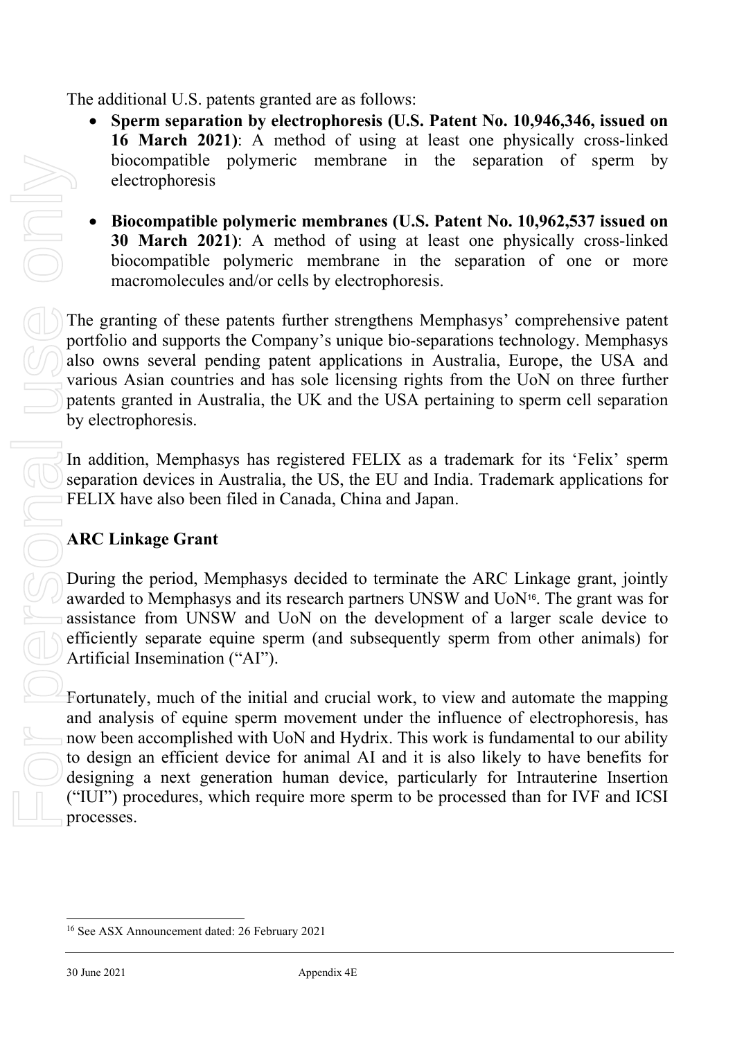The additional U.S. patents granted are as follows:

- **Sperm separation by electrophoresis (U.S. Patent No. 10,946,346, issued on 16 March 2021)**: A method of using at least one physically cross-linked biocompatible polymeric membrane in the separation of sperm by electrophoresis

- **Biocompatible polymeric membranes (U.S. Patent No. 10,962,537 issued on 30 March 2021)**: A method of using at least one physically cross-linked biocompatible polymeric membrane in the separation of one or more macromolecules and/or cells by electrophoresis.

The granting of these patents further strengthens Memphasys' comprehensive patent portfolio and supports the Company's unique bio-separations technology. Memphasys also owns several pending patent applications in Australia, Europe, the USA and various Asian countries and has sole licensing rights from the UoN on three further patents granted in Australia, the UK and the USA pertaining to sperm cell separation by electrophoresis.

In addition, Memphasys has registered FELIX as a trademark for its 'Felix' sperm separation devices in Australia, the US, the EU and India. Trademark applications for FELIX have also been filed in Canada, China and Japan.

## ARC Linkage Grant

During the period, Memphasys decided to terminate the ARC Linkage grant, jointly awarded to Memphasys and its research partners UNSW and UoN[16]. The grant was for assistance from UNSW and UoN on the development of a larger scale device to efficiently separate equine sperm (and subsequently sperm from other animals) for Artificial Insemination ("AI").

Fortunately, much of the initial and crucial work, to view and automate the mapping and analysis of equine sperm movement under the influence of electrophoresis, has now been accomplished with UoN and Hydrix. This work is fundamental to our ability to design an efficient device for animal AI and it is also likely to have benefits for designing a next generation human device, particularly for Intrauterine Insertion ("IUI") procedures, which require more sperm to be processed than for IVF and ICSI processes.

[16] See ASX Announcement dated: 26 February 2021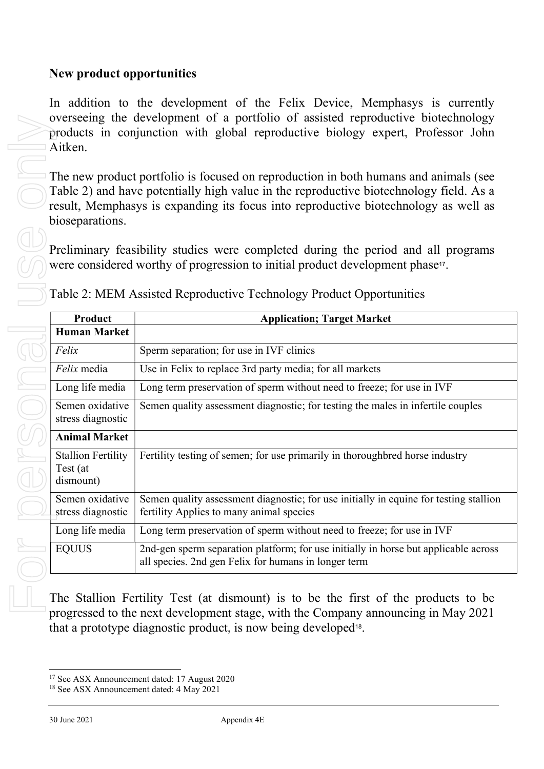## New product opportunities

In addition to the development of the Felix Device, Memphasys is currently overseeing the development of a portfolio of assisted reproductive biotechnology products in conjunction with global reproductive biology expert, Professor John Aitken.

The new product portfolio is focused on reproduction in both humans and animals (see Table 2) and have potentially high value in the reproductive biotechnology field. As a result, Memphasys is expanding its focus into reproductive biotechnology as well as bioseparations.

Preliminary feasibility studies were completed during the period and all programs were considered worthy of progression to initial product development phase[17].

Table 2: MEM Assisted Reproductive Technology Product Opportunities

| Product | Application; Target Market |
|---|---|
| **Human Market** | |
| *Felix* | Sperm separation; for use in IVF clinics |
| *Felix* media | Use in Felix to replace 3rd party media; for all markets |
| Long life media | Long term preservation of sperm without need to freeze; for use in IVF |
| Semen oxidative stress diagnostic | Semen quality assessment diagnostic; for testing the males in infertile couples |
| **Animal Market** | |
| Stallion Fertility Test (at dismount) | Fertility testing of semen; for use primarily in thoroughbred horse industry |
| Semen oxidative stress diagnostic | Semen quality assessment diagnostic; for use initially in equine for testing stallion fertility Applies to many animal species |
| Long life media | Long term preservation of sperm without need to freeze; for use in IVF |
| EQUUS | 2nd-gen sperm separation platform; for use initially in horse but applicable across all species. 2nd gen Felix for humans in longer term |

The Stallion Fertility Test (at dismount) is to be the first of the products to be progressed to the next development stage, with the Company announcing in May 2021 that a prototype diagnostic product, is now being developed[18].

[17] See ASX Announcement dated: 17 August 2020
[18] See ASX Announcement dated: 4 May 2021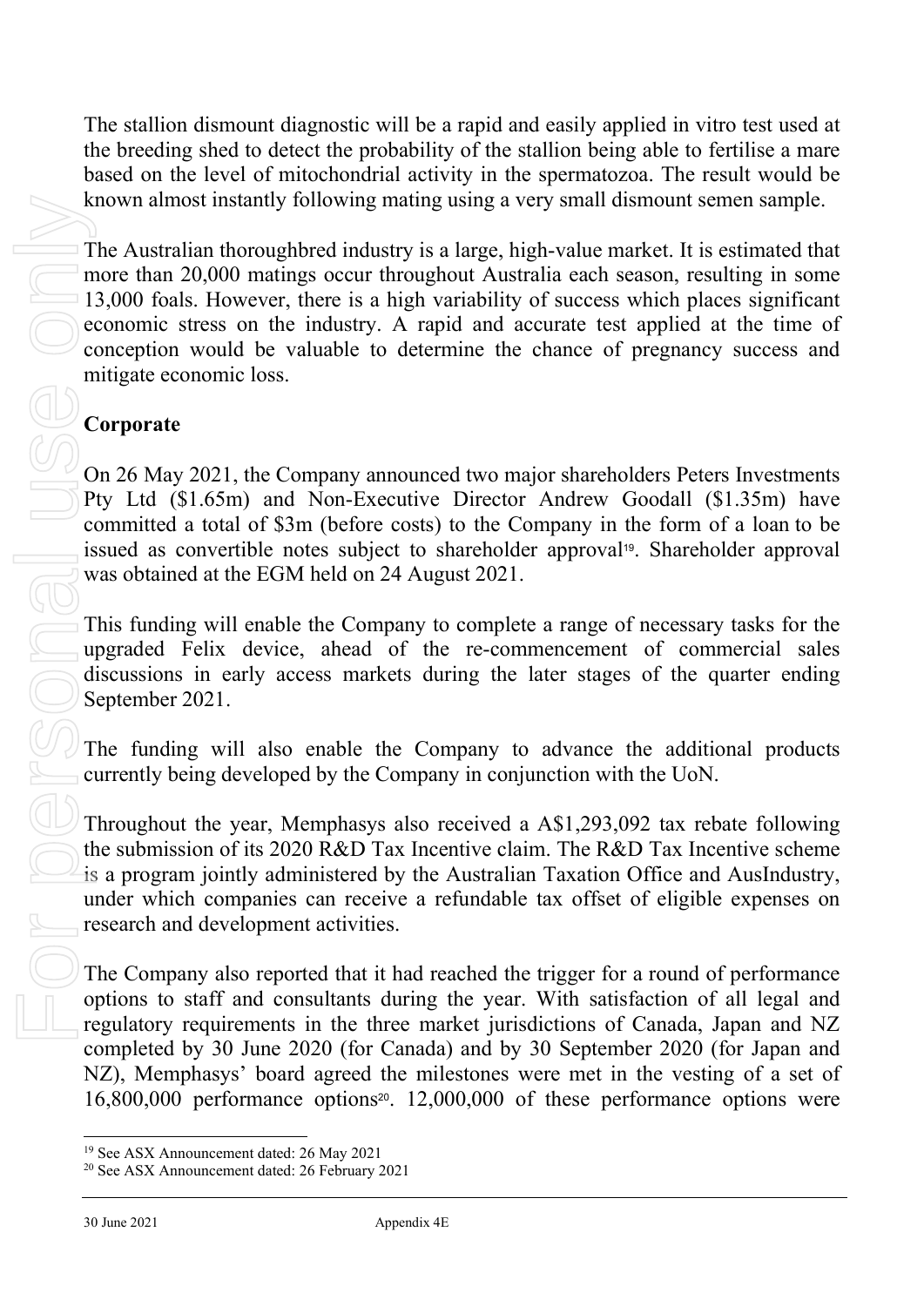The stallion dismount diagnostic will be a rapid and easily applied in vitro test used at the breeding shed to detect the probability of the stallion being able to fertilise a mare based on the level of mitochondrial activity in the spermatozoa. The result would be known almost instantly following mating using a very small dismount semen sample.

The Australian thoroughbred industry is a large, high-value market. It is estimated that more than 20,000 matings occur throughout Australia each season, resulting in some 13,000 foals. However, there is a high variability of success which places significant economic stress on the industry. A rapid and accurate test applied at the time of conception would be valuable to determine the chance of pregnancy success and mitigate economic loss.

## Corporate

On 26 May 2021, the Company announced two major shareholders Peters Investments Pty Ltd ($1.65m) and Non-Executive Director Andrew Goodall ($1.35m) have committed a total of $3m (before costs) to the Company in the form of a loan to be issued as convertible notes subject to shareholder approval[19]. Shareholder approval was obtained at the EGM held on 24 August 2021.

This funding will enable the Company to complete a range of necessary tasks for the upgraded Felix device, ahead of the re-commencement of commercial sales discussions in early access markets during the later stages of the quarter ending September 2021.

The funding will also enable the Company to advance the additional products currently being developed by the Company in conjunction with the UoN.

Throughout the year, Memphasys also received a A$1,293,092 tax rebate following the submission of its 2020 R&D Tax Incentive claim. The R&D Tax Incentive scheme is a program jointly administered by the Australian Taxation Office and AusIndustry, under which companies can receive a refundable tax offset of eligible expenses on research and development activities.

The Company also reported that it had reached the trigger for a round of performance options to staff and consultants during the year. With satisfaction of all legal and regulatory requirements in the three market jurisdictions of Canada, Japan and NZ completed by 30 June 2020 (for Canada) and by 30 September 2020 (for Japan and NZ), Memphasys' board agreed the milestones were met in the vesting of a set of 16,800,000 performance options[20]. 12,000,000 of these performance options were

---

[19] See ASX Announcement dated: 26 May 2021

[20] See ASX Announcement dated: 26 February 2021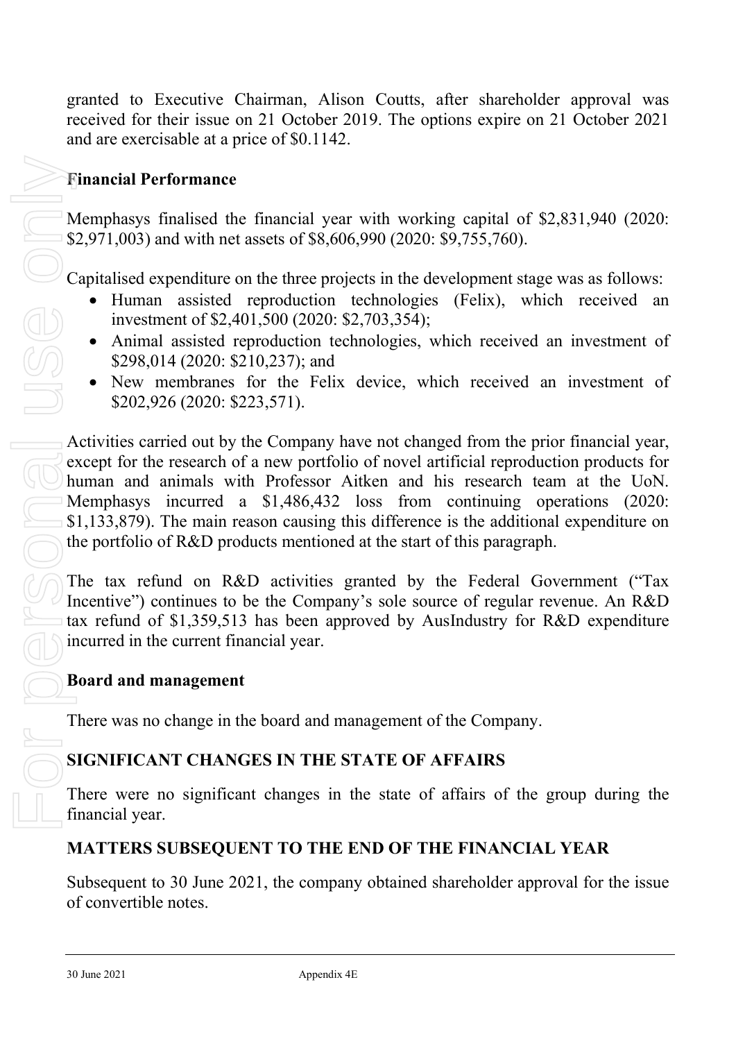granted to Executive Chairman, Alison Coutts, after shareholder approval was received for their issue on 21 October 2019. The options expire on 21 October 2021 and are exercisable at a price of $0.1142.

**Financial Performance**

Memphasys finalised the financial year with working capital of $2,831,940 (2020: $2,971,003) and with net assets of $8,606,990 (2020: $9,755,760).

Capitalised expenditure on the three projects in the development stage was as follows:

- Human assisted reproduction technologies (Felix), which received an investment of $2,401,500 (2020: $2,703,354);
- Animal assisted reproduction technologies, which received an investment of $298,014 (2020: $210,237); and
- New membranes for the Felix device, which received an investment of $202,926 (2020: $223,571).

Activities carried out by the Company have not changed from the prior financial year, except for the research of a new portfolio of novel artificial reproduction products for human and animals with Professor Aitken and his research team at the UoN. Memphasys incurred a $1,486,432 loss from continuing operations (2020: $1,133,879). The main reason causing this difference is the additional expenditure on the portfolio of R&D products mentioned at the start of this paragraph.

The tax refund on R&D activities granted by the Federal Government ("Tax Incentive") continues to be the Company's sole source of regular revenue. An R&D tax refund of $1,359,513 has been approved by AusIndustry for R&D expenditure incurred in the current financial year.

**Board and management**

There was no change in the board and management of the Company.

## SIGNIFICANT CHANGES IN THE STATE OF AFFAIRS

There were no significant changes in the state of affairs of the group during the financial year.

## MATTERS SUBSEQUENT TO THE END OF THE FINANCIAL YEAR

Subsequent to 30 June 2021, the company obtained shareholder approval for the issue of convertible notes.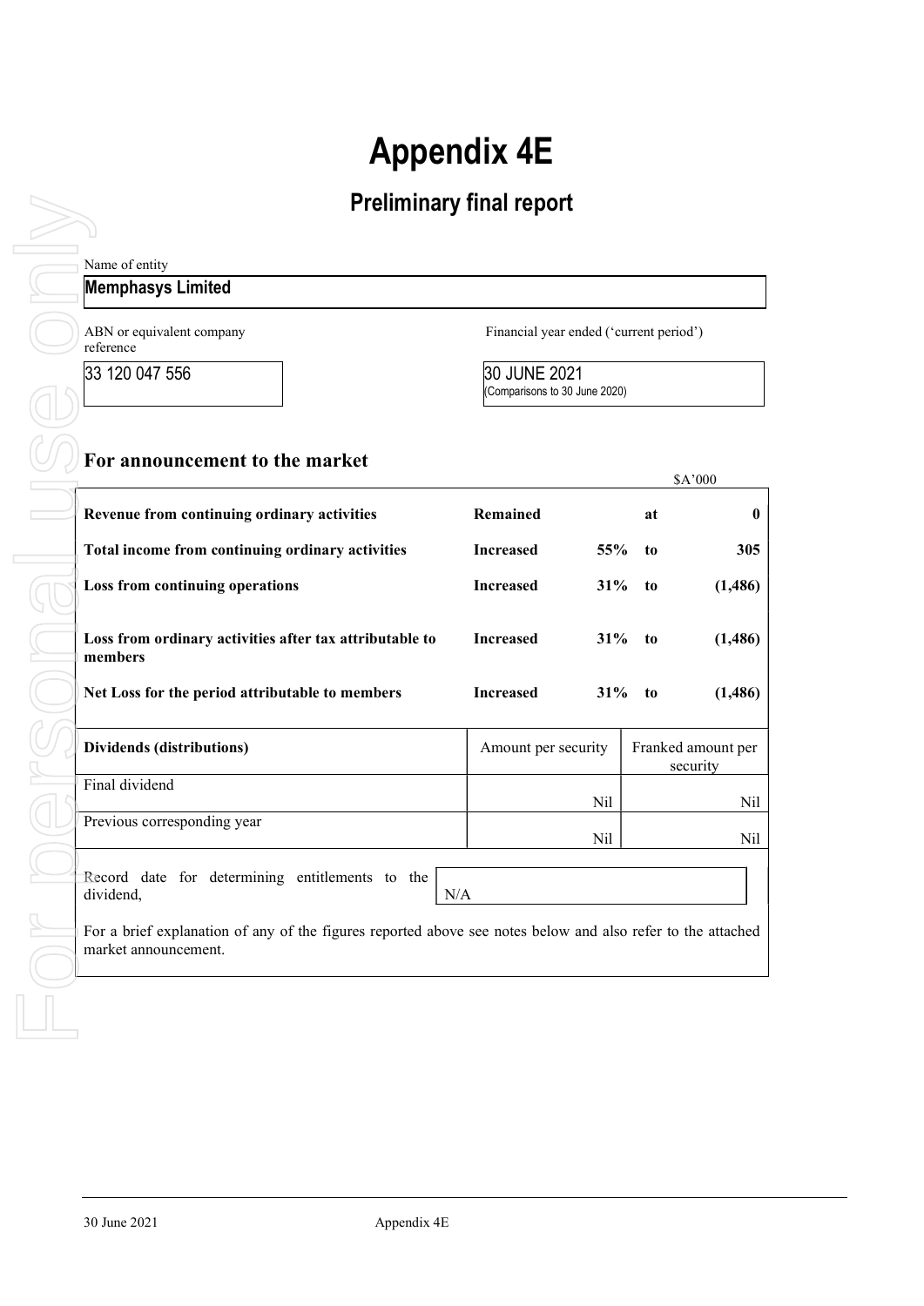# Appendix 4E

## Preliminary final report

Name of entity

**Memphasys Limited**

| ABN or equivalent company reference | Financial year ended ('current period') |
|---|---|
| 33 120 047 556 | 30 JUNE 2021 (Comparisons to 30 June 2020) |

## For announcement to the market

| | | | | $A'000 |
|---|---|---|---|---|
| **Revenue from continuing ordinary activities** | **Remained** | | **at** | **0** |
| **Total income from continuing ordinary activities** | **Increased** | **55%** | **to** | **305** |
| **Loss from continuing operations** | **Increased** | **31%** | **to** | **(1,486)** |
| **Loss from ordinary activities after tax attributable to members** | **Increased** | **31%** | **to** | **(1,486)** |
| **Net Loss for the period attributable to members** | **Increased** | **31%** | **to** | **(1,486)** |

| **Dividends (distributions)** | Amount per security | Franked amount per security |
|---|---|---|
| Final dividend | Nil | Nil |
| Previous corresponding year | Nil | Nil |

Record date for determining entitlements to the dividend, N/A

For a brief explanation of any of the figures reported above see notes below and also refer to the attached market announcement.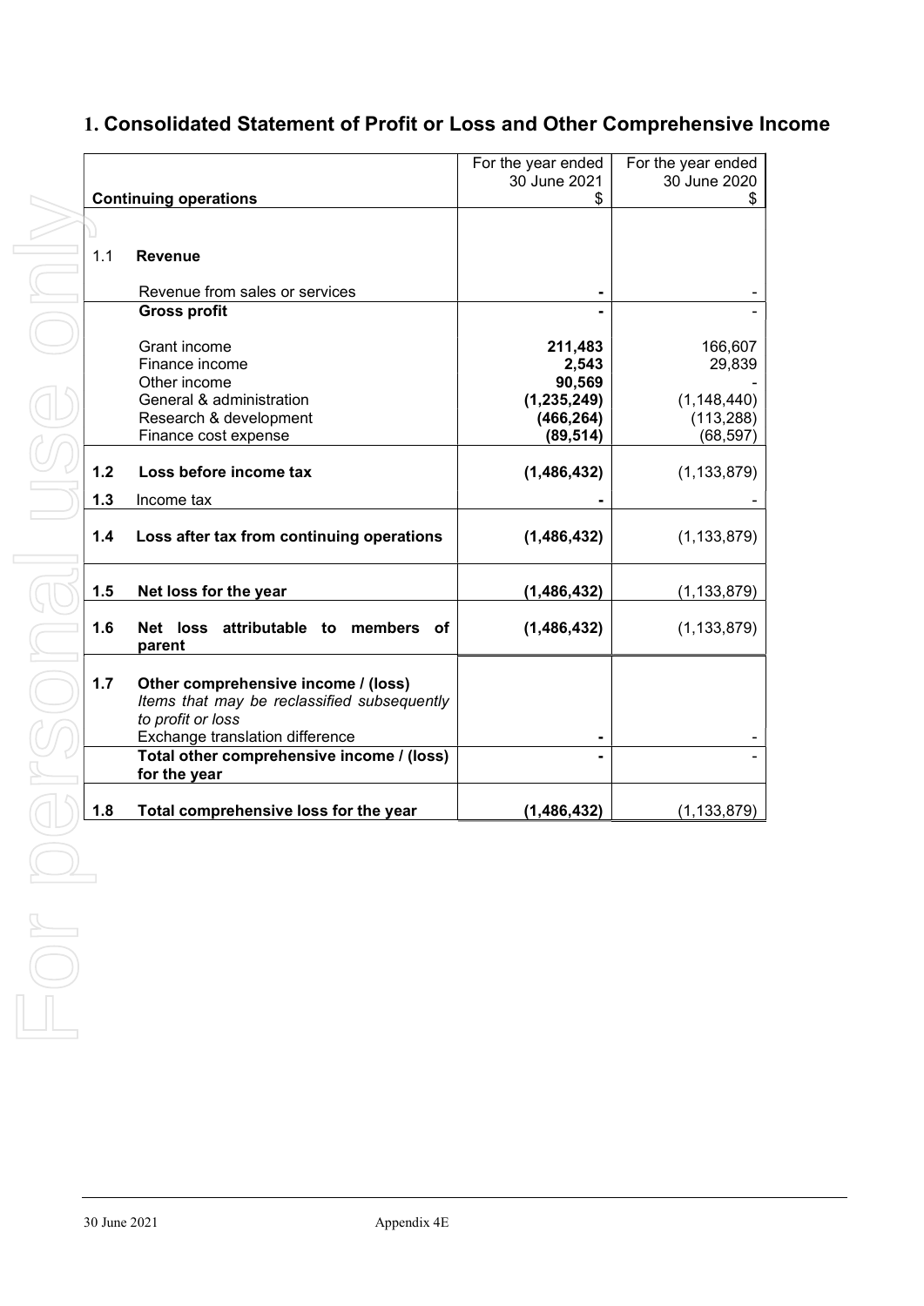# 1. Consolidated Statement of Profit or Loss and Other Comprehensive Income

| | **Continuing operations** | For the year ended 30 June 2021 $ | For the year ended 30 June 2020 $ |
|---|---|---|---|
| 1.1 | **Revenue** | | |
| | Revenue from sales or services | **-** | - |
| | **Gross profit** | **-** | - |
| | Grant income | **211,483** | 166,607 |
| | Finance income | **2,543** | 29,839 |
| | Other income | **90,569** | - |
| | General & administration | **(1,235,249)** | (1,148,440) |
| | Research & development | **(466,264)** | (113,288) |
| | Finance cost expense | **(89,514)** | (68,597) |
| **1.2** | **Loss before income tax** | **(1,486,432)** | (1,133,879) |
| **1.3** | Income tax | **-** | - |
| **1.4** | **Loss after tax from continuing operations** | **(1,486,432)** | (1,133,879) |
| **1.5** | **Net loss for the year** | **(1,486,432)** | (1,133,879) |
| **1.6** | **Net loss attributable to members of parent** | **(1,486,432)** | (1,133,879) |
| **1.7** | **Other comprehensive income / (loss)** *Items that may be reclassified subsequently to profit or loss* | | |
| | Exchange translation difference | **-** | - |
| | **Total other comprehensive income / (loss) for the year** | **-** | - |
| **1.8** | **Total comprehensive loss for the year** | **(1,486,432)** | (1,133,879) |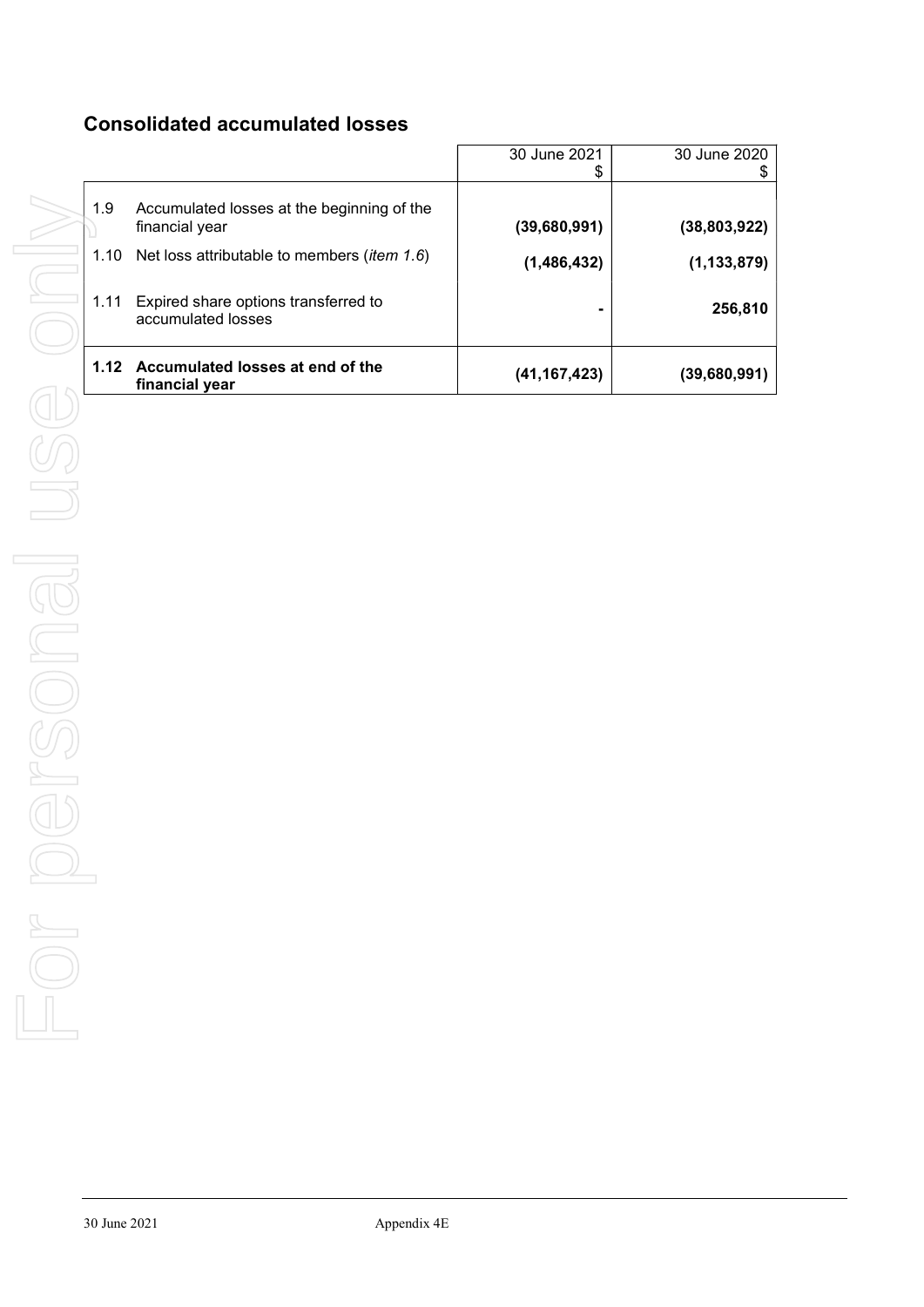## Consolidated accumulated losses

| | | 30 June 2021<br>$ | 30 June 2020<br>$ |
|---|---|---|---|
| 1.9 | Accumulated losses at the beginning of the financial year | **(39,680,991)** | **(38,803,922)** |
| 1.10 | Net loss attributable to members (*item 1.6*) | **(1,486,432)** | **(1,133,879)** |
| 1.11 | Expired share options transferred to accumulated losses | **-** | **256,810** |
| **1.12** | **Accumulated losses at end of the financial year** | **(41,167,423)** | **(39,680,991)** |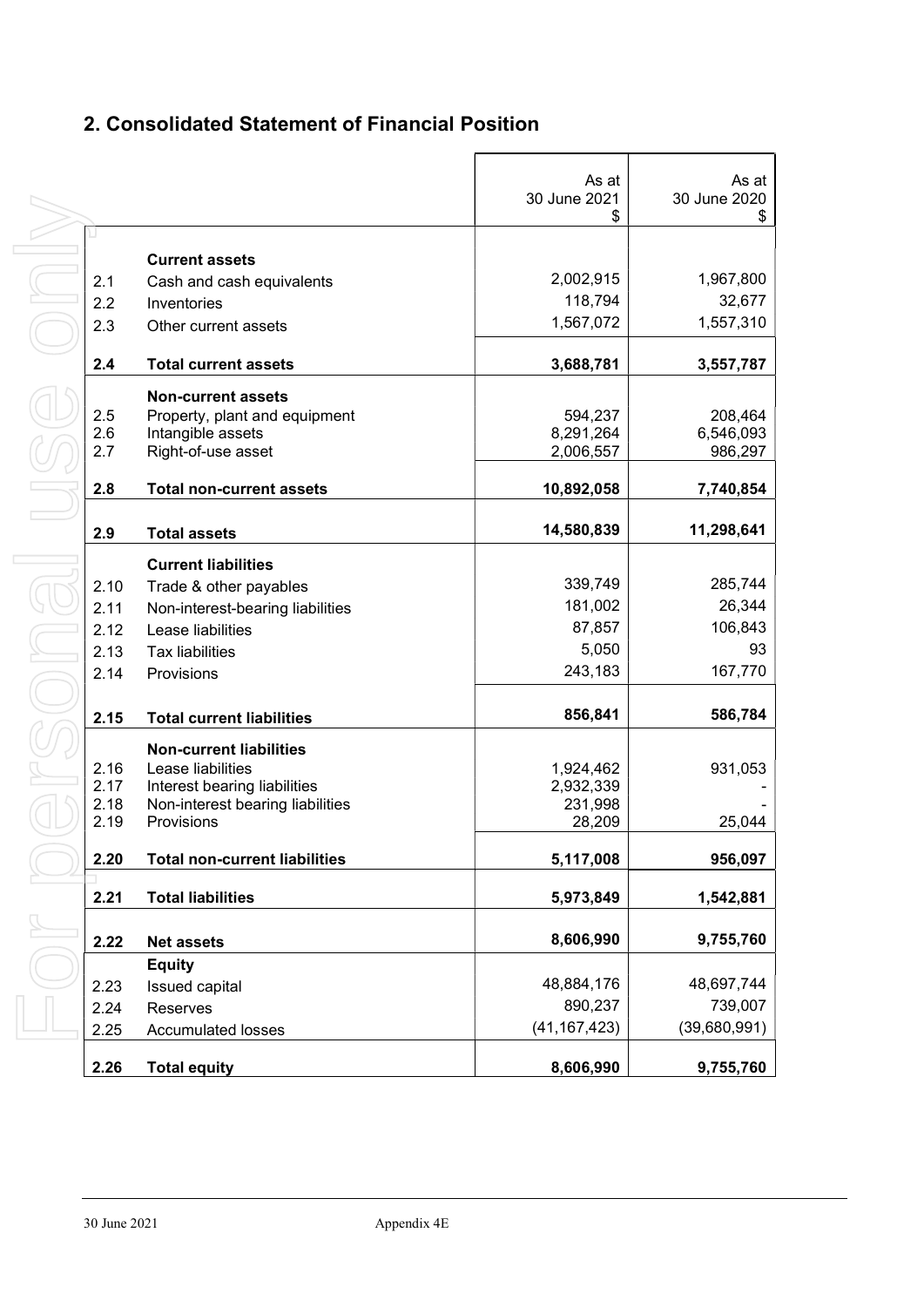## 2. Consolidated Statement of Financial Position

| | | As at 30 June 2021 $ | As at 30 June 2020 $ |
|---|---|---|---|
| | **Current assets** | | |
| 2.1 | Cash and cash equivalents | 2,002,915 | 1,967,800 |
| 2.2 | Inventories | 118,794 | 32,677 |
| 2.3 | Other current assets | 1,567,072 | 1,557,310 |
| **2.4** | **Total current assets** | **3,688,781** | **3,557,787** |
| | **Non-current assets** | | |
| 2.5 | Property, plant and equipment | 594,237 | 208,464 |
| 2.6 | Intangible assets | 8,291,264 | 6,546,093 |
| 2.7 | Right-of-use asset | 2,006,557 | 986,297 |
| **2.8** | **Total non-current assets** | **10,892,058** | **7,740,854** |
| **2.9** | **Total assets** | **14,580,839** | **11,298,641** |
| | **Current liabilities** | | |
| 2.10 | Trade & other payables | 339,749 | 285,744 |
| 2.11 | Non-interest-bearing liabilities | 181,002 | 26,344 |
| 2.12 | Lease liabilities | 87,857 | 106,843 |
| 2.13 | Tax liabilities | 5,050 | 93 |
| 2.14 | Provisions | 243,183 | 167,770 |
| **2.15** | **Total current liabilities** | **856,841** | **586,784** |
| | **Non-current liabilities** | | |
| 2.16 | Lease liabilities | 1,924,462 | 931,053 |
| 2.17 | Interest bearing liabilities | 2,932,339 | - |
| 2.18 | Non-interest bearing liabilities | 231,998 | - |
| 2.19 | Provisions | 28,209 | 25,044 |
| **2.20** | **Total non-current liabilities** | **5,117,008** | **956,097** |
| **2.21** | **Total liabilities** | **5,973,849** | **1,542,881** |
| **2.22** | **Net assets** | **8,606,990** | **9,755,760** |
| | **Equity** | | |
| 2.23 | Issued capital | 48,884,176 | 48,697,744 |
| 2.24 | Reserves | 890,237 | 739,007 |
| 2.25 | Accumulated losses | (41,167,423) | (39,680,991) |
| **2.26** | **Total equity** | **8,606,990** | **9,755,760** |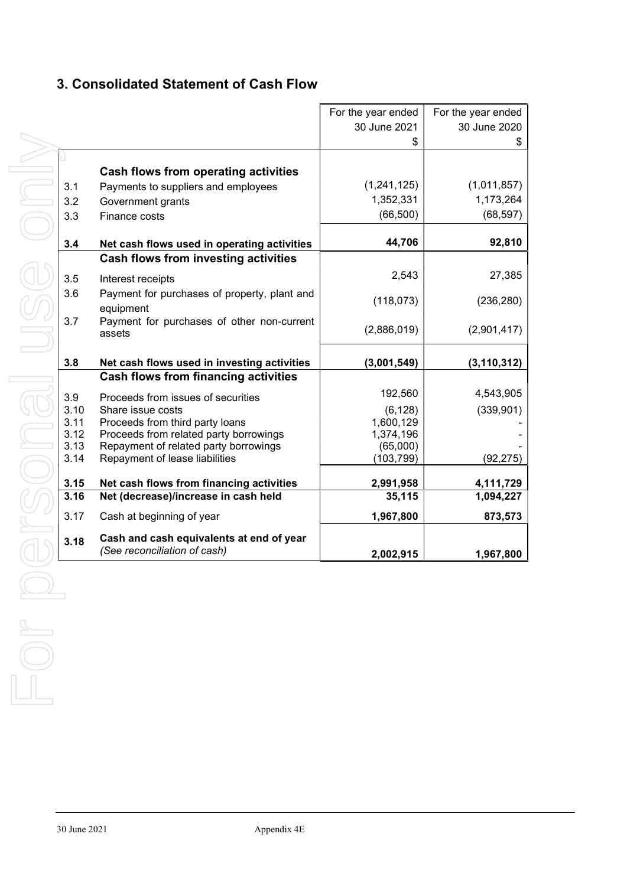## 3. Consolidated Statement of Cash Flow

| | | For the year ended 30 June 2021 $ | For the year ended 30 June 2020 $ |
|---|---|---|---|
| | **Cash flows from operating activities** | | |
| 3.1 | Payments to suppliers and employees | (1,241,125) | (1,011,857) |
| 3.2 | Government grants | 1,352,331 | 1,173,264 |
| 3.3 | Finance costs | (66,500) | (68,597) |
| **3.4** | **Net cash flows used in operating activities** | **44,706** | **92,810** |
| | **Cash flows from investing activities** | | |
| 3.5 | Interest receipts | 2,543 | 27,385 |
| 3.6 | Payment for purchases of property, plant and equipment | (118,073) | (236,280) |
| 3.7 | Payment for purchases of other non-current assets | (2,886,019) | (2,901,417) |
| **3.8** | **Net cash flows used in investing activities** | **(3,001,549)** | **(3,110,312)** |
| | **Cash flows from financing activities** | | |
| 3.9 | Proceeds from issues of securities | 192,560 | 4,543,905 |
| 3.10 | Share issue costs | (6,128) | (339,901) |
| 3.11 | Proceeds from third party loans | 1,600,129 | - |
| 3.12 | Proceeds from related party borrowings | 1,374,196 | - |
| 3.13 | Repayment of related party borrowings | (65,000) | - |
| 3.14 | Repayment of lease liabilities | (103,799) | (92,275) |
| **3.15** | **Net cash flows from financing activities** | **2,991,958** | **4,111,729** |
| **3.16** | **Net (decrease)/increase in cash held** | **35,115** | **1,094,227** |
| 3.17 | Cash at beginning of year | **1,967,800** | **873,573** |
| **3.18** | **Cash and cash equivalents at end of year** *(See reconciliation of cash)* | **2,002,915** | **1,967,800** |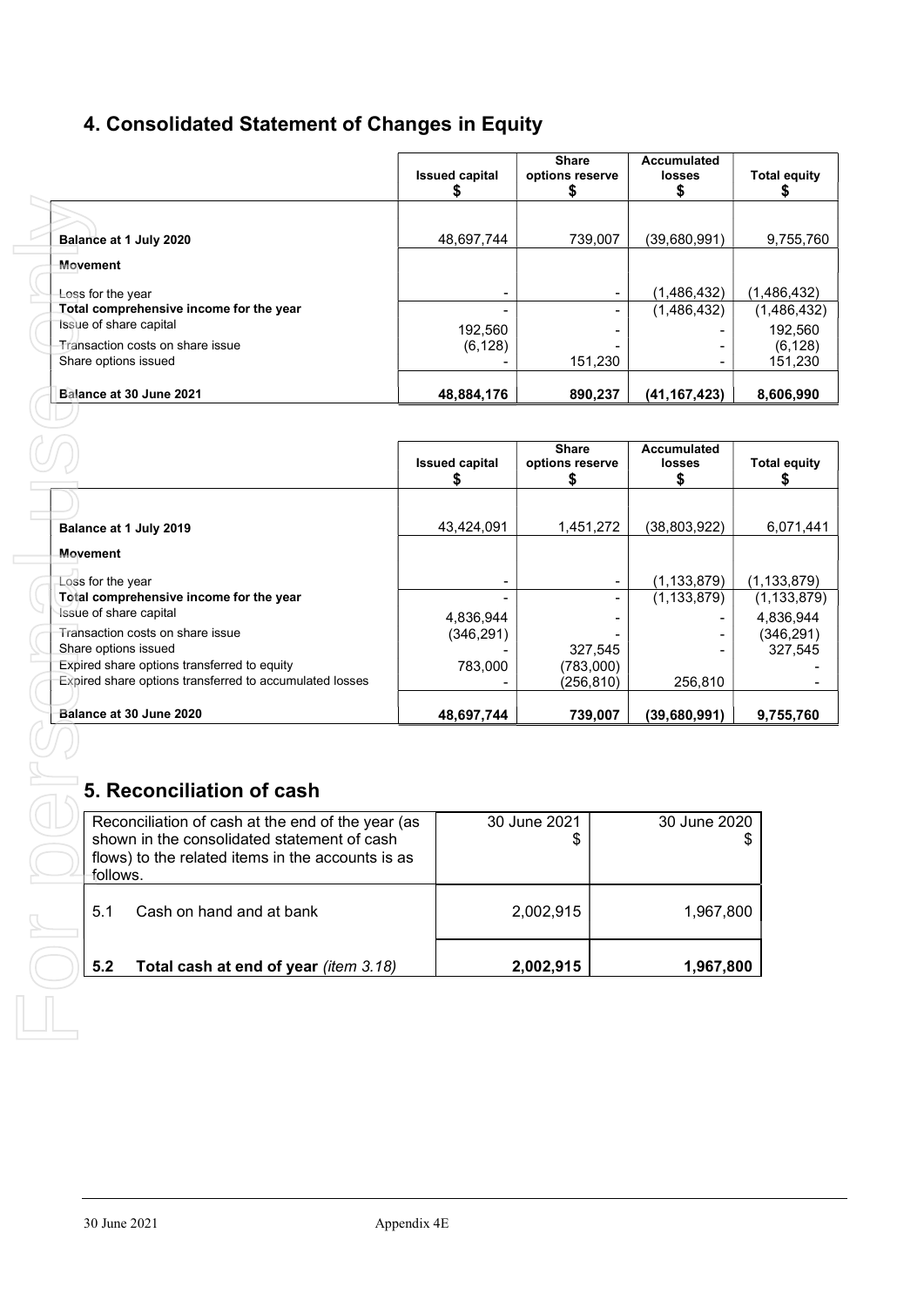## 4. Consolidated Statement of Changes in Equity

| | Issued capital $ | Share options reserve $ | Accumulated losses $ | Total equity $ |
|---|---|---|---|---|
| **Balance at 1 July 2020** | 48,697,744 | 739,007 | (39,680,991) | 9,755,760 |
| **Movement** | | | | |
| Loss for the year | - | - | (1,486,432) | (1,486,432) |
| **Total comprehensive income for the year** | - | - | (1,486,432) | (1,486,432) |
| Issue of share capital | 192,560 | - | - | 192,560 |
| Transaction costs on share issue | (6,128) | - | - | (6,128) |
| Share options issued | - | 151,230 | - | 151,230 |
| **Balance at 30 June 2021** | **48,884,176** | **890,237** | **(41,167,423)** | **8,606,990** |

| | Issued capital $ | Share options reserve $ | Accumulated losses $ | Total equity $ |
|---|---|---|---|---|
| **Balance at 1 July 2019** | 43,424,091 | 1,451,272 | (38,803,922) | 6,071,441 |
| **Movement** | | | | |
| Loss for the year | - | - | (1,133,879) | (1,133,879) |
| **Total comprehensive income for the year** | - | - | (1,133,879) | (1,133,879) |
| Issue of share capital | 4,836,944 | - | - | 4,836,944 |
| Transaction costs on share issue | (346,291) | - | - | (346,291) |
| Share options issued | - | 327,545 | - | 327,545 |
| Expired share options transferred to equity | 783,000 | (783,000) | | - |
| Expired share options transferred to accumulated losses | - | (256,810) | 256,810 | - |
| **Balance at 30 June 2020** | **48,697,744** | **739,007** | **(39,680,991)** | **9,755,760** |

## 5. Reconciliation of cash

| Reconciliation of cash at the end of the year (as shown in the consolidated statement of cash flows) to the related items in the accounts is as follows. | 30 June 2021 $ | 30 June 2020 $ |
|---|---|---|
| 5.1 Cash on hand and at bank | 2,002,915 | 1,967,800 |
| **5.2 Total cash at end of year** *(item 3.18)* | **2,002,915** | **1,967,800** |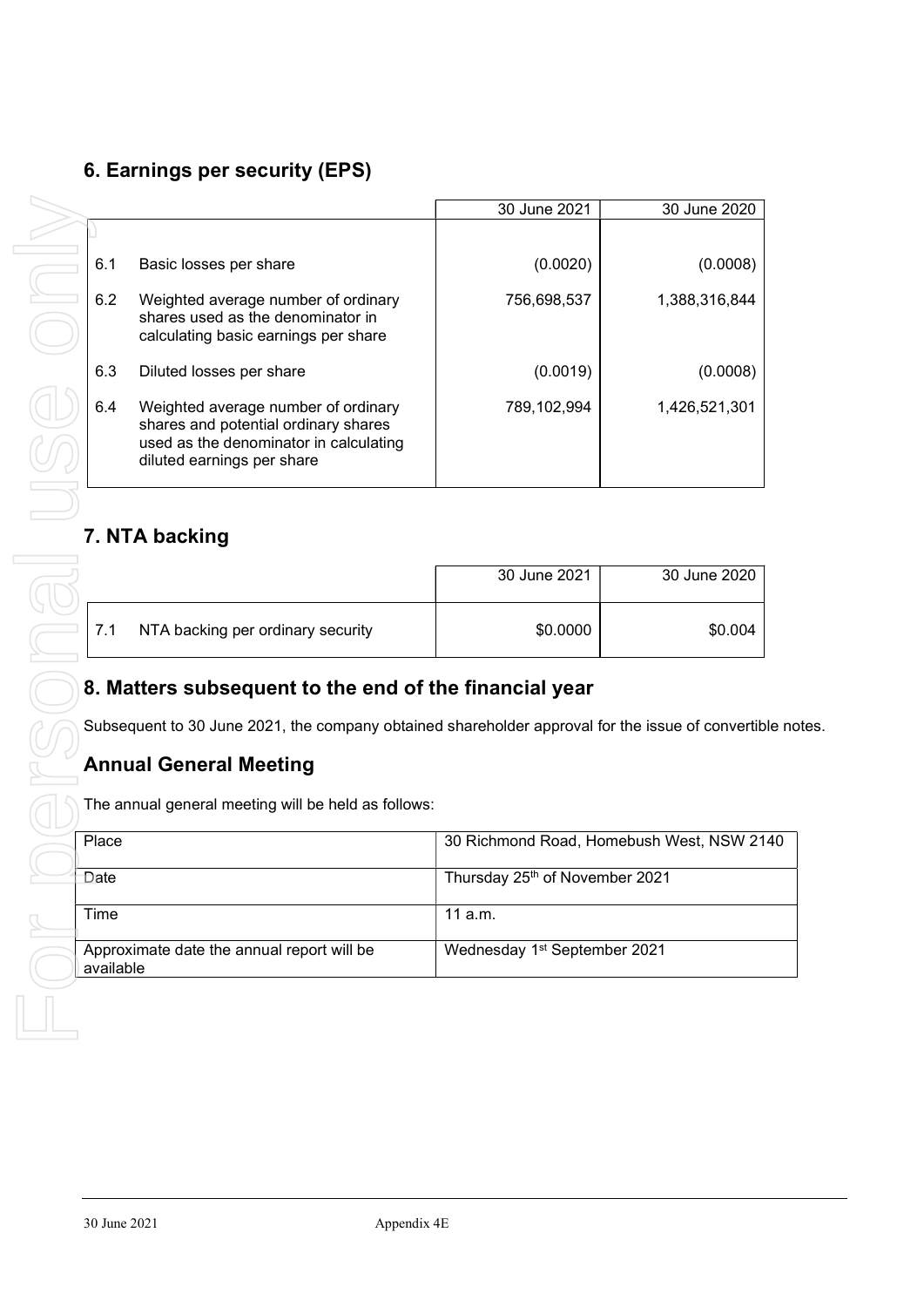## 6. Earnings per security (EPS)

| | | 30 June 2021 | 30 June 2020 |
|---|---|---|---|
| 6.1 | Basic losses per share | (0.0020) | (0.0008) |
| 6.2 | Weighted average number of ordinary shares used as the denominator in calculating basic earnings per share | 756,698,537 | 1,388,316,844 |
| 6.3 | Diluted losses per share | (0.0019) | (0.0008) |
| 6.4 | Weighted average number of ordinary shares and potential ordinary shares used as the denominator in calculating diluted earnings per share | 789,102,994 | 1,426,521,301 |

## 7. NTA backing

| | | 30 June 2021 | 30 June 2020 |
|---|---|---|---|
| 7.1 | NTA backing per ordinary security | $0.0000 | $0.004 |

## 8. Matters subsequent to the end of the financial year

Subsequent to 30 June 2021, the company obtained shareholder approval for the issue of convertible notes.

## Annual General Meeting

The annual general meeting will be held as follows:

| | |
|---|---|
| Place | 30 Richmond Road, Homebush West, NSW 2140 |
| Date | Thursday 25th of November 2021 |
| Time | 11 a.m. |
| Approximate date the annual report will be available | Wednesday 1st September 2021 |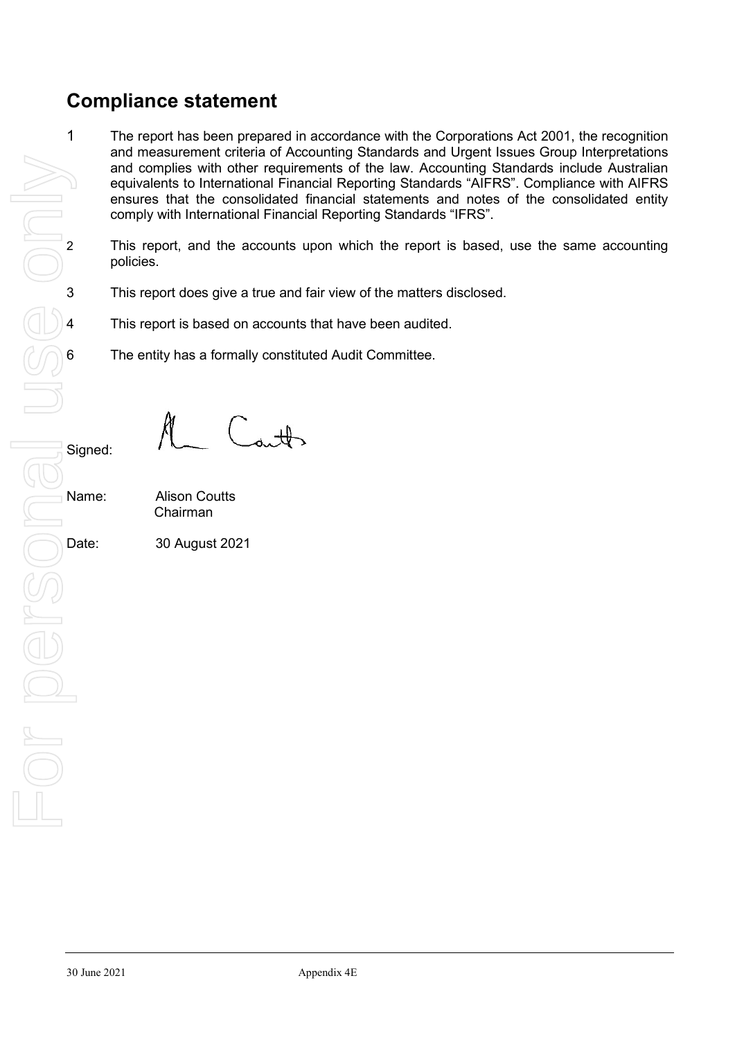# Compliance statement

1. The report has been prepared in accordance with the Corporations Act 2001, the recognition and measurement criteria of Accounting Standards and Urgent Issues Group Interpretations and complies with other requirements of the law. Accounting Standards include Australian equivalents to International Financial Reporting Standards "AIFRS". Compliance with AIFRS ensures that the consolidated financial statements and notes of the consolidated entity comply with International Financial Reporting Standards "IFRS".

2. This report, and the accounts upon which the report is based, use the same accounting policies.

3. This report does give a true and fair view of the matters disclosed.

4. This report is based on accounts that have been audited.

6. The entity has a formally constituted Audit Committee.

Signed:

Name: Alison Coutts
Chairman

Date: 30 August 2021